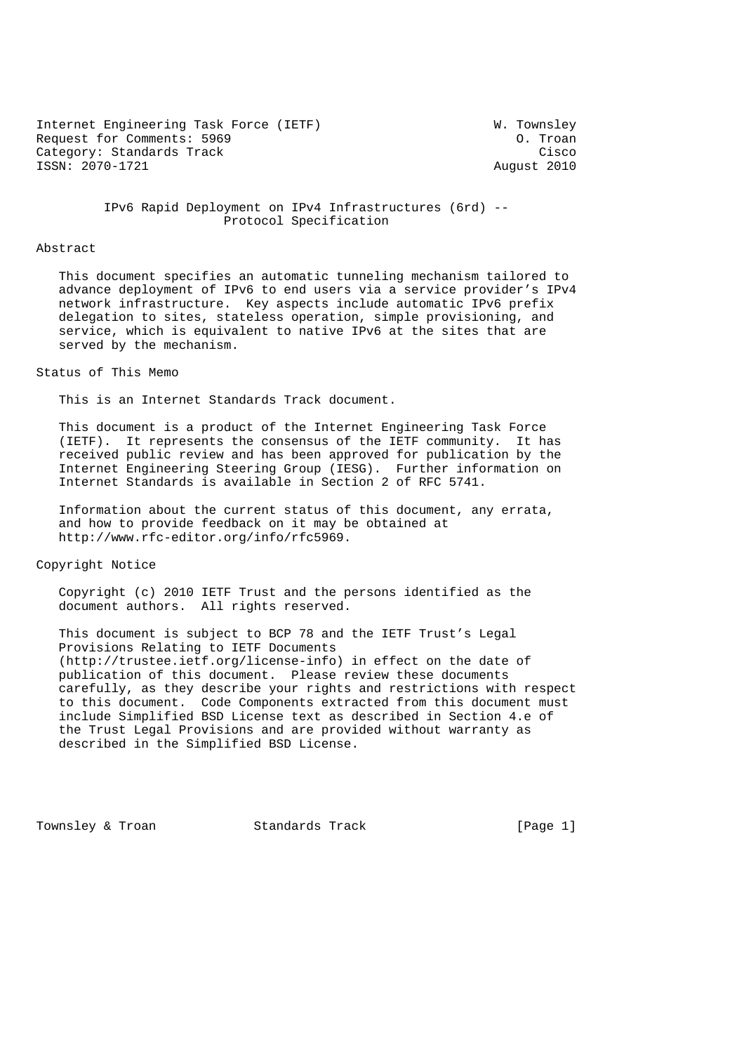Internet Engineering Task Force (IETF) W. Townsley
Request for Comments: 5969 O. Troan
Category: Standards Track Cisco
ISSN: 2070-1721 August 2010

# IPv6 Rapid Deployment on IPv4 Infrastructures (6rd) -- Protocol Specification

## Abstract

This document specifies an automatic tunneling mechanism tailored to advance deployment of IPv6 to end users via a service provider's IPv4 network infrastructure. Key aspects include automatic IPv6 prefix delegation to sites, stateless operation, simple provisioning, and service, which is equivalent to native IPv6 at the sites that are served by the mechanism.

## Status of This Memo

This is an Internet Standards Track document.

This document is a product of the Internet Engineering Task Force (IETF). It represents the consensus of the IETF community. It has received public review and has been approved for publication by the Internet Engineering Steering Group (IESG). Further information on Internet Standards is available in Section 2 of RFC 5741.

Information about the current status of this document, any errata, and how to provide feedback on it may be obtained at http://www.rfc-editor.org/info/rfc5969.

## Copyright Notice

Copyright (c) 2010 IETF Trust and the persons identified as the document authors. All rights reserved.

This document is subject to BCP 78 and the IETF Trust's Legal Provisions Relating to IETF Documents (http://trustee.ietf.org/license-info) in effect on the date of publication of this document. Please review these documents carefully, as they describe your rights and restrictions with respect to this document. Code Components extracted from this document must include Simplified BSD License text as described in Section 4.e of the Trust Legal Provisions and are provided without warranty as described in the Simplified BSD License.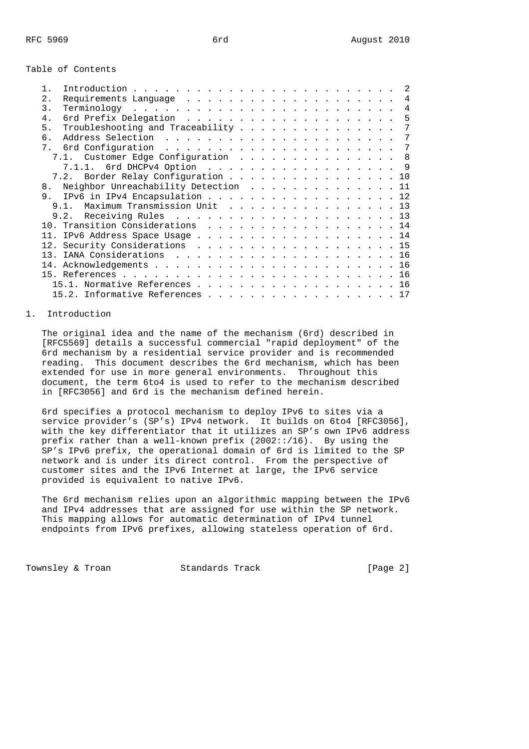Table of Contents

```
   1.  Introduction . . . . . . . . . . . . . . . . . . . . . . . . .  2
   2.  Requirements Language  . . . . . . . . . . . . . . . . . . . .  4
   3.  Terminology  . . . . . . . . . . . . . . . . . . . . . . . . .  4
   4.  6rd Prefix Delegation  . . . . . . . . . . . . . . . . . . . .  5
   5.  Troubleshooting and Traceability . . . . . . . . . . . . . . .  7
   6.  Address Selection  . . . . . . . . . . . . . . . . . . . . . .  7
   7.  6rd Configuration  . . . . . . . . . . . . . . . . . . . . . .  7
     7.1.  Customer Edge Configuration  . . . . . . . . . . . . . . .  8
       7.1.1.  6rd DHCPv4 Option  . . . . . . . . . . . . . . . . . .  9
     7.2.  Border Relay Configuration . . . . . . . . . . . . . . . . 10
   8.  Neighbor Unreachability Detection  . . . . . . . . . . . . . . 11
   9.  IPv6 in IPv4 Encapsulation . . . . . . . . . . . . . . . . . . 12
     9.1.  Maximum Transmission Unit  . . . . . . . . . . . . . . . . 13
     9.2.  Receiving Rules  . . . . . . . . . . . . . . . . . . . . . 13
   10. Transition Considerations  . . . . . . . . . . . . . . . . . . 14
   11. IPv6 Address Space Usage . . . . . . . . . . . . . . . . . . . 14
   12. Security Considerations  . . . . . . . . . . . . . . . . . . . 15
   13. IANA Considerations  . . . . . . . . . . . . . . . . . . . . . 16
   14. Acknowledgements . . . . . . . . . . . . . . . . . . . . . . . 16
   15. References . . . . . . . . . . . . . . . . . . . . . . . . . . 16
     15.1. Normative References . . . . . . . . . . . . . . . . . . . 16
     15.2. Informative References . . . . . . . . . . . . . . . . . . 17
```

## 1. Introduction

The original idea and the name of the mechanism (6rd) described in [RFC5569] details a successful commercial "rapid deployment" of the 6rd mechanism by a residential service provider and is recommended reading. This document describes the 6rd mechanism, which has been extended for use in more general environments. Throughout this document, the term 6to4 is used to refer to the mechanism described in [RFC3056] and 6rd is the mechanism defined herein.

6rd specifies a protocol mechanism to deploy IPv6 to sites via a service provider's (SP's) IPv4 network. It builds on 6to4 [RFC3056], with the key differentiator that it utilizes an SP's own IPv6 address prefix rather than a well-known prefix (2002::/16). By using the SP's IPv6 prefix, the operational domain of 6rd is limited to the SP network and is under its direct control. From the perspective of customer sites and the IPv6 Internet at large, the IPv6 service provided is equivalent to native IPv6.

The 6rd mechanism relies upon an algorithmic mapping between the IPv6 and IPv4 addresses that are assigned for use within the SP network. This mapping allows for automatic determination of IPv4 tunnel endpoints from IPv6 prefixes, allowing stateless operation of 6rd.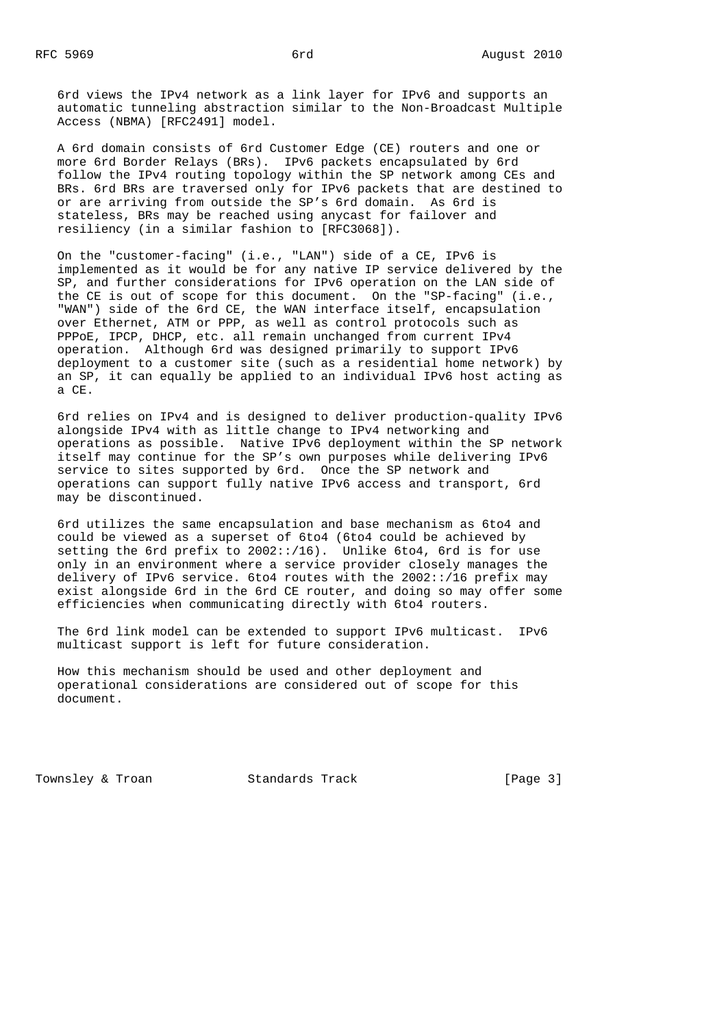6rd views the IPv4 network as a link layer for IPv6 and supports an automatic tunneling abstraction similar to the Non-Broadcast Multiple Access (NBMA) [RFC2491] model.

A 6rd domain consists of 6rd Customer Edge (CE) routers and one or more 6rd Border Relays (BRs). IPv6 packets encapsulated by 6rd follow the IPv4 routing topology within the SP network among CEs and BRs. 6rd BRs are traversed only for IPv6 packets that are destined to or are arriving from outside the SP's 6rd domain. As 6rd is stateless, BRs may be reached using anycast for failover and resiliency (in a similar fashion to [RFC3068]).

On the "customer-facing" (i.e., "LAN") side of a CE, IPv6 is implemented as it would be for any native IP service delivered by the SP, and further considerations for IPv6 operation on the LAN side of the CE is out of scope for this document. On the "SP-facing" (i.e., "WAN") side of the 6rd CE, the WAN interface itself, encapsulation over Ethernet, ATM or PPP, as well as control protocols such as PPPoE, IPCP, DHCP, etc. all remain unchanged from current IPv4 operation. Although 6rd was designed primarily to support IPv6 deployment to a customer site (such as a residential home network) by an SP, it can equally be applied to an individual IPv6 host acting as a CE.

6rd relies on IPv4 and is designed to deliver production-quality IPv6 alongside IPv4 with as little change to IPv4 networking and operations as possible. Native IPv6 deployment within the SP network itself may continue for the SP's own purposes while delivering IPv6 service to sites supported by 6rd. Once the SP network and operations can support fully native IPv6 access and transport, 6rd may be discontinued.

6rd utilizes the same encapsulation and base mechanism as 6to4 and could be viewed as a superset of 6to4 (6to4 could be achieved by setting the 6rd prefix to 2002::/16). Unlike 6to4, 6rd is for use only in an environment where a service provider closely manages the delivery of IPv6 service. 6to4 routes with the 2002::/16 prefix may exist alongside 6rd in the 6rd CE router, and doing so may offer some efficiencies when communicating directly with 6to4 routers.

The 6rd link model can be extended to support IPv6 multicast. IPv6 multicast support is left for future consideration.

How this mechanism should be used and other deployment and operational considerations are considered out of scope for this document.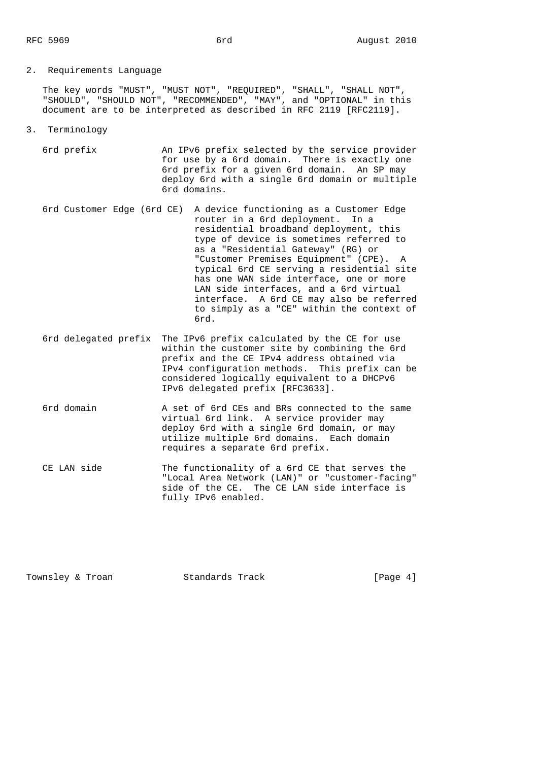## 2. Requirements Language

The key words "MUST", "MUST NOT", "REQUIRED", "SHALL", "SHALL NOT", "SHOULD", "SHOULD NOT", "RECOMMENDED", "MAY", and "OPTIONAL" in this document are to be interpreted as described in RFC 2119 [RFC2119].

## 3. Terminology

**6rd prefix**
An IPv6 prefix selected by the service provider for use by a 6rd domain. There is exactly one 6rd prefix for a given 6rd domain. An SP may deploy 6rd with a single 6rd domain or multiple 6rd domains.

**6rd Customer Edge (6rd CE)**
A device functioning as a Customer Edge router in a 6rd deployment. In a residential broadband deployment, this type of device is sometimes referred to as a "Residential Gateway" (RG) or "Customer Premises Equipment" (CPE). A typical 6rd CE serving a residential site has one WAN side interface, one or more LAN side interfaces, and a 6rd virtual interface. A 6rd CE may also be referred to simply as a "CE" within the context of 6rd.

**6rd delegated prefix**
The IPv6 prefix calculated by the CE for use within the customer site by combining the 6rd prefix and the CE IPv4 address obtained via IPv4 configuration methods. This prefix can be considered logically equivalent to a DHCPv6 IPv6 delegated prefix [RFC3633].

**6rd domain**
A set of 6rd CEs and BRs connected to the same virtual 6rd link. A service provider may deploy 6rd with a single 6rd domain, or may utilize multiple 6rd domains. Each domain requires a separate 6rd prefix.

**CE LAN side**
The functionality of a 6rd CE that serves the "Local Area Network (LAN)" or "customer-facing" side of the CE. The CE LAN side interface is fully IPv6 enabled.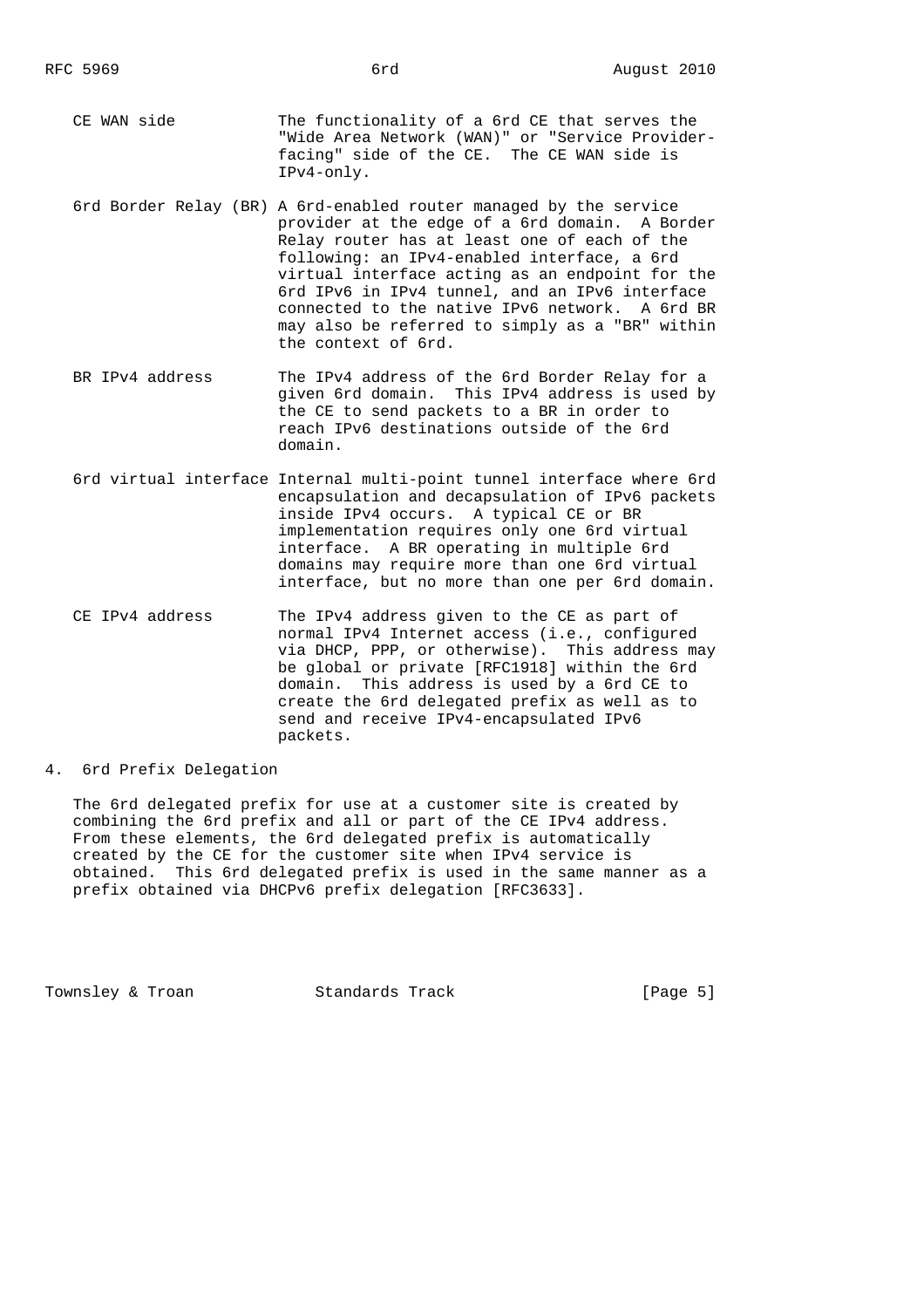CE WAN side
: The functionality of a 6rd CE that serves the "Wide Area Network (WAN)" or "Service Provider-facing" side of the CE. The CE WAN side is IPv4-only.

6rd Border Relay (BR)
: A 6rd-enabled router managed by the service provider at the edge of a 6rd domain. A Border Relay router has at least one of each of the following: an IPv4-enabled interface, a 6rd virtual interface acting as an endpoint for the 6rd IPv6 in IPv4 tunnel, and an IPv6 interface connected to the native IPv6 network. A 6rd BR may also be referred to simply as a "BR" within the context of 6rd.

BR IPv4 address
: The IPv4 address of the 6rd Border Relay for a given 6rd domain. This IPv4 address is used by the CE to send packets to a BR in order to reach IPv6 destinations outside of the 6rd domain.

6rd virtual interface
: Internal multi-point tunnel interface where 6rd encapsulation and decapsulation of IPv6 packets inside IPv4 occurs. A typical CE or BR implementation requires only one 6rd virtual interface. A BR operating in multiple 6rd domains may require more than one 6rd virtual interface, but no more than one per 6rd domain.

CE IPv4 address
: The IPv4 address given to the CE as part of normal IPv4 Internet access (i.e., configured via DHCP, PPP, or otherwise). This address may be global or private [RFC1918] within the 6rd domain. This address is used by a 6rd CE to create the 6rd delegated prefix as well as to send and receive IPv4-encapsulated IPv6 packets.

## 4. 6rd Prefix Delegation

The 6rd delegated prefix for use at a customer site is created by combining the 6rd prefix and all or part of the CE IPv4 address. From these elements, the 6rd delegated prefix is automatically created by the CE for the customer site when IPv4 service is obtained. This 6rd delegated prefix is used in the same manner as a prefix obtained via DHCPv6 prefix delegation [RFC3633].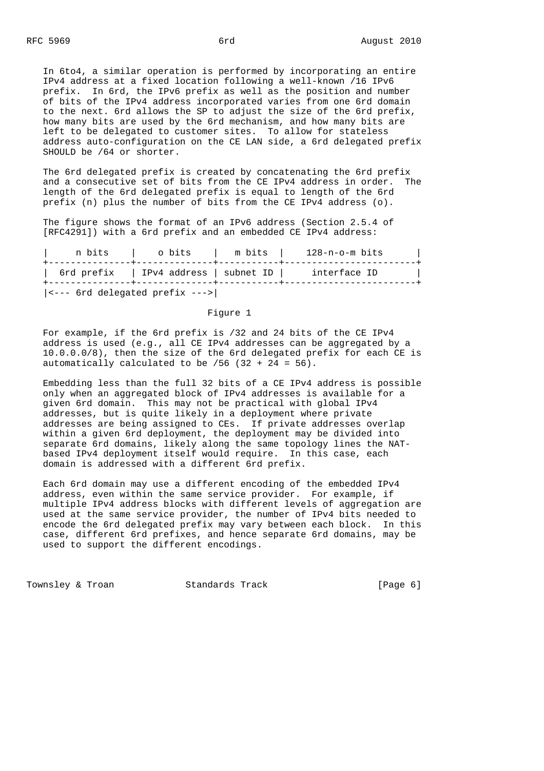In 6to4, a similar operation is performed by incorporating an entire IPv4 address at a fixed location following a well-known /16 IPv6 prefix. In 6rd, the IPv6 prefix as well as the position and number of bits of the IPv4 address incorporated varies from one 6rd domain to the next. 6rd allows the SP to adjust the size of the 6rd prefix, how many bits are used by the 6rd mechanism, and how many bits are left to be delegated to customer sites. To allow for stateless address auto-configuration on the CE LAN side, a 6rd delegated prefix SHOULD be /64 or shorter.

The 6rd delegated prefix is created by concatenating the 6rd prefix and a consecutive set of bits from the CE IPv4 address in order. The length of the 6rd delegated prefix is equal to length of the 6rd prefix (n) plus the number of bits from the CE IPv4 address (o).

The figure shows the format of an IPv6 address (Section 2.5.4 of [RFC4291]) with a 6rd prefix and an embedded CE IPv4 address:

```
|     n bits    |    o bits    |   m bits  |     128-n-o-m bits      |
+---------------+--------------+-----------+-------------------------+
|  6rd prefix   | IPv4 address | subnet ID |     interface ID        |
+---------------+--------------+-----------+-------------------------+
|<--- 6rd delegated prefix --->|
```

Figure 1

For example, if the 6rd prefix is /32 and 24 bits of the CE IPv4 address is used (e.g., all CE IPv4 addresses can be aggregated by a 10.0.0.0/8), then the size of the 6rd delegated prefix for each CE is automatically calculated to be /56 (32 + 24 = 56).

Embedding less than the full 32 bits of a CE IPv4 address is possible only when an aggregated block of IPv4 addresses is available for a given 6rd domain. This may not be practical with global IPv4 addresses, but is quite likely in a deployment where private addresses are being assigned to CEs. If private addresses overlap within a given 6rd deployment, the deployment may be divided into separate 6rd domains, likely along the same topology lines the NAT-based IPv4 deployment itself would require. In this case, each domain is addressed with a different 6rd prefix.

Each 6rd domain may use a different encoding of the embedded IPv4 address, even within the same service provider. For example, if multiple IPv4 address blocks with different levels of aggregation are used at the same service provider, the number of IPv4 bits needed to encode the 6rd delegated prefix may vary between each block. In this case, different 6rd prefixes, and hence separate 6rd domains, may be used to support the different encodings.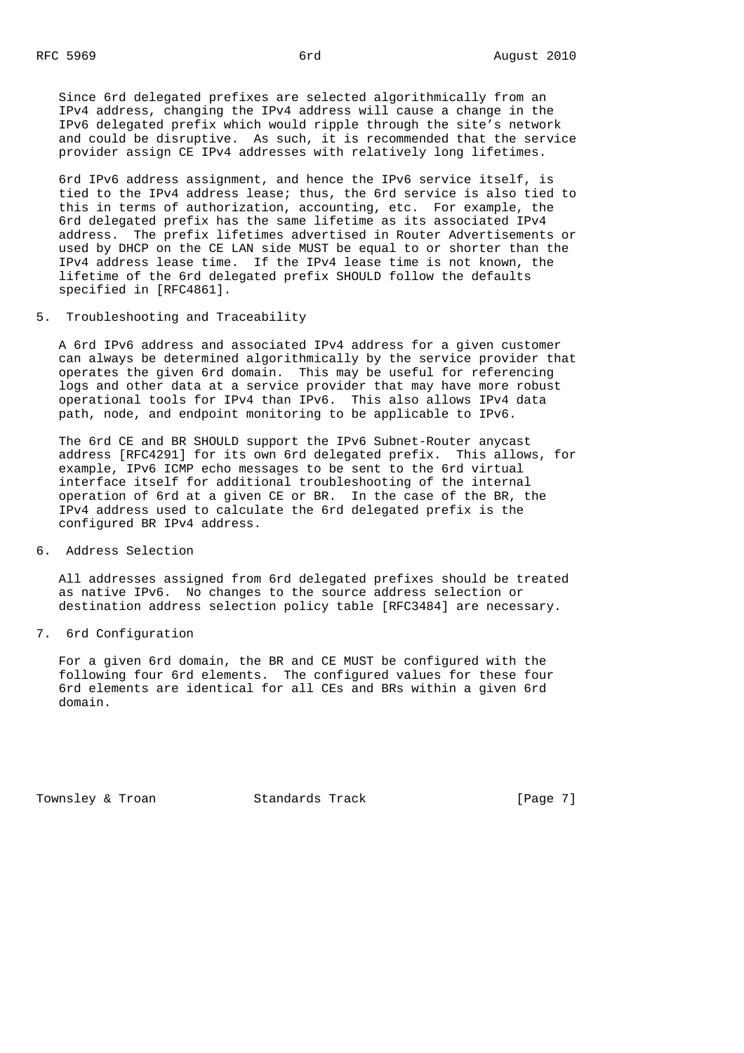Since 6rd delegated prefixes are selected algorithmically from an IPv4 address, changing the IPv4 address will cause a change in the IPv6 delegated prefix which would ripple through the site's network and could be disruptive. As such, it is recommended that the service provider assign CE IPv4 addresses with relatively long lifetimes.

6rd IPv6 address assignment, and hence the IPv6 service itself, is tied to the IPv4 address lease; thus, the 6rd service is also tied to this in terms of authorization, accounting, etc. For example, the 6rd delegated prefix has the same lifetime as its associated IPv4 address. The prefix lifetimes advertised in Router Advertisements or used by DHCP on the CE LAN side MUST be equal to or shorter than the IPv4 address lease time. If the IPv4 lease time is not known, the lifetime of the 6rd delegated prefix SHOULD follow the defaults specified in [RFC4861].

## 5. Troubleshooting and Traceability

A 6rd IPv6 address and associated IPv4 address for a given customer can always be determined algorithmically by the service provider that operates the given 6rd domain. This may be useful for referencing logs and other data at a service provider that may have more robust operational tools for IPv4 than IPv6. This also allows IPv4 data path, node, and endpoint monitoring to be applicable to IPv6.

The 6rd CE and BR SHOULD support the IPv6 Subnet-Router anycast address [RFC4291] for its own 6rd delegated prefix. This allows, for example, IPv6 ICMP echo messages to be sent to the 6rd virtual interface itself for additional troubleshooting of the internal operation of 6rd at a given CE or BR. In the case of the BR, the IPv4 address used to calculate the 6rd delegated prefix is the configured BR IPv4 address.

## 6. Address Selection

All addresses assigned from 6rd delegated prefixes should be treated as native IPv6. No changes to the source address selection or destination address selection policy table [RFC3484] are necessary.

## 7. 6rd Configuration

For a given 6rd domain, the BR and CE MUST be configured with the following four 6rd elements. The configured values for these four 6rd elements are identical for all CEs and BRs within a given 6rd domain.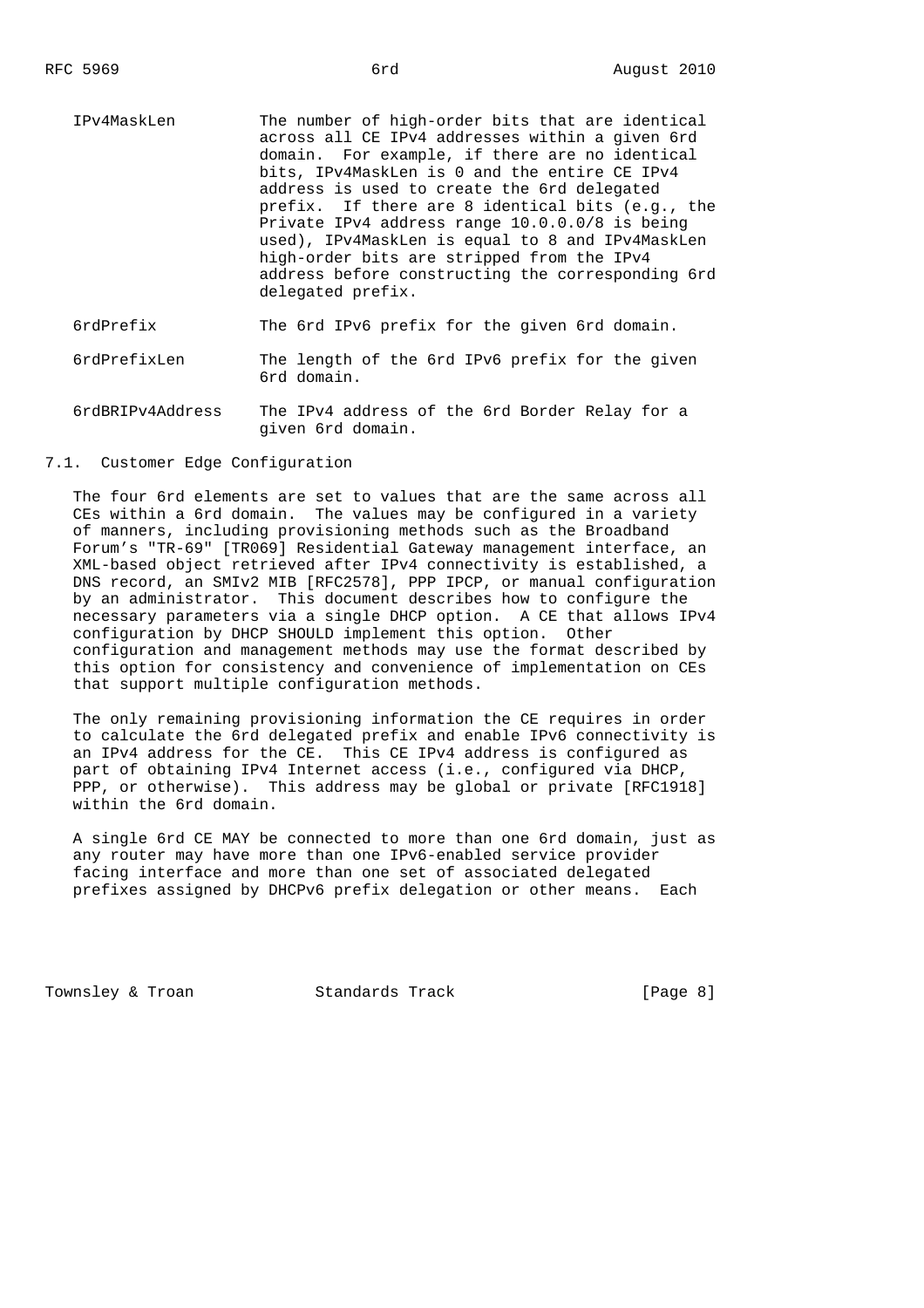IPv4MaskLen — The number of high-order bits that are identical across all CE IPv4 addresses within a given 6rd domain. For example, if there are no identical bits, IPv4MaskLen is 0 and the entire CE IPv4 address is used to create the 6rd delegated prefix. If there are 8 identical bits (e.g., the Private IPv4 address range 10.0.0.0/8 is being used), IPv4MaskLen is equal to 8 and IPv4MaskLen high-order bits are stripped from the IPv4 address before constructing the corresponding 6rd delegated prefix.

6rdPrefix — The 6rd IPv6 prefix for the given 6rd domain.

6rdPrefixLen — The length of the 6rd IPv6 prefix for the given 6rd domain.

6rdBRIPv4Address — The IPv4 address of the 6rd Border Relay for a given 6rd domain.

## 7.1. Customer Edge Configuration

The four 6rd elements are set to values that are the same across all CEs within a 6rd domain. The values may be configured in a variety of manners, including provisioning methods such as the Broadband Forum's "TR-69" [TR069] Residential Gateway management interface, an XML-based object retrieved after IPv4 connectivity is established, a DNS record, an SMIv2 MIB [RFC2578], PPP IPCP, or manual configuration by an administrator. This document describes how to configure the necessary parameters via a single DHCP option. A CE that allows IPv4 configuration by DHCP SHOULD implement this option. Other configuration and management methods may use the format described by this option for consistency and convenience of implementation on CEs that support multiple configuration methods.

The only remaining provisioning information the CE requires in order to calculate the 6rd delegated prefix and enable IPv6 connectivity is an IPv4 address for the CE. This CE IPv4 address is configured as part of obtaining IPv4 Internet access (i.e., configured via DHCP, PPP, or otherwise). This address may be global or private [RFC1918] within the 6rd domain.

A single 6rd CE MAY be connected to more than one 6rd domain, just as any router may have more than one IPv6-enabled service provider facing interface and more than one set of associated delegated prefixes assigned by DHCPv6 prefix delegation or other means. Each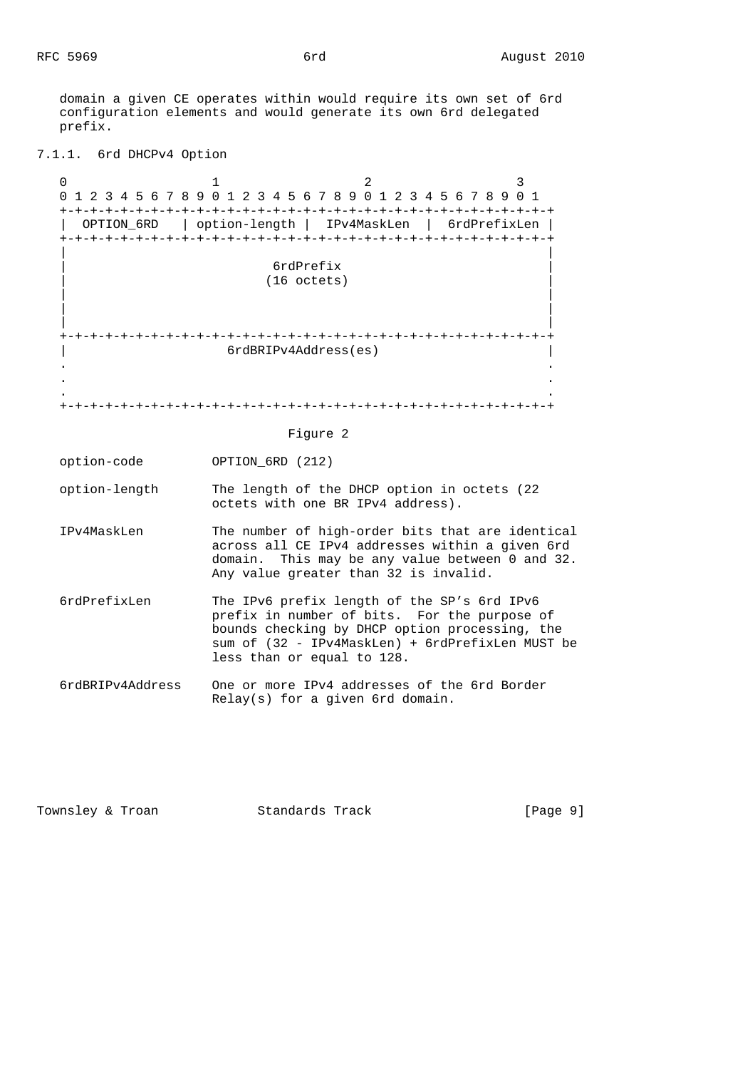domain a given CE operates within would require its own set of 6rd configuration elements and would generate its own 6rd delegated prefix.

### 7.1.1. 6rd DHCPv4 Option

```
 0                   1                   2                   3
 0 1 2 3 4 5 6 7 8 9 0 1 2 3 4 5 6 7 8 9 0 1 2 3 4 5 6 7 8 9 0 1
+-+-+-+-+-+-+-+-+-+-+-+-+-+-+-+-+-+-+-+-+-+-+-+-+-+-+-+-+-+-+-+-+
|  OPTION_6RD   | option-length |  IPv4MaskLen  |  6rdPrefixLen |
+-+-+-+-+-+-+-+-+-+-+-+-+-+-+-+-+-+-+-+-+-+-+-+-+-+-+-+-+-+-+-+-+
|                                                               |
|                           6rdPrefix                           |
|                          (16 octets)                          |
|                                                               |
|                                                               |
|                                                               |
+-+-+-+-+-+-+-+-+-+-+-+-+-+-+-+-+-+-+-+-+-+-+-+-+-+-+-+-+-+-+-+-+
|                     6rdBRIPv4Address(es)                      |
.                                                               .
.                                                               .
.                                                               .
+-+-+-+-+-+-+-+-+-+-+-+-+-+-+-+-+-+-+-+-+-+-+-+-+-+-+-+-+-+-+-+-+
```

Figure 2

option-code — OPTION_6RD (212)

option-length — The length of the DHCP option in octets (22 octets with one BR IPv4 address).

IPv4MaskLen — The number of high-order bits that are identical across all CE IPv4 addresses within a given 6rd domain. This may be any value between 0 and 32. Any value greater than 32 is invalid.

6rdPrefixLen — The IPv6 prefix length of the SP's 6rd IPv6 prefix in number of bits. For the purpose of bounds checking by DHCP option processing, the sum of (32 - IPv4MaskLen) + 6rdPrefixLen MUST be less than or equal to 128.

6rdBRIPv4Address — One or more IPv4 addresses of the 6rd Border Relay(s) for a given 6rd domain.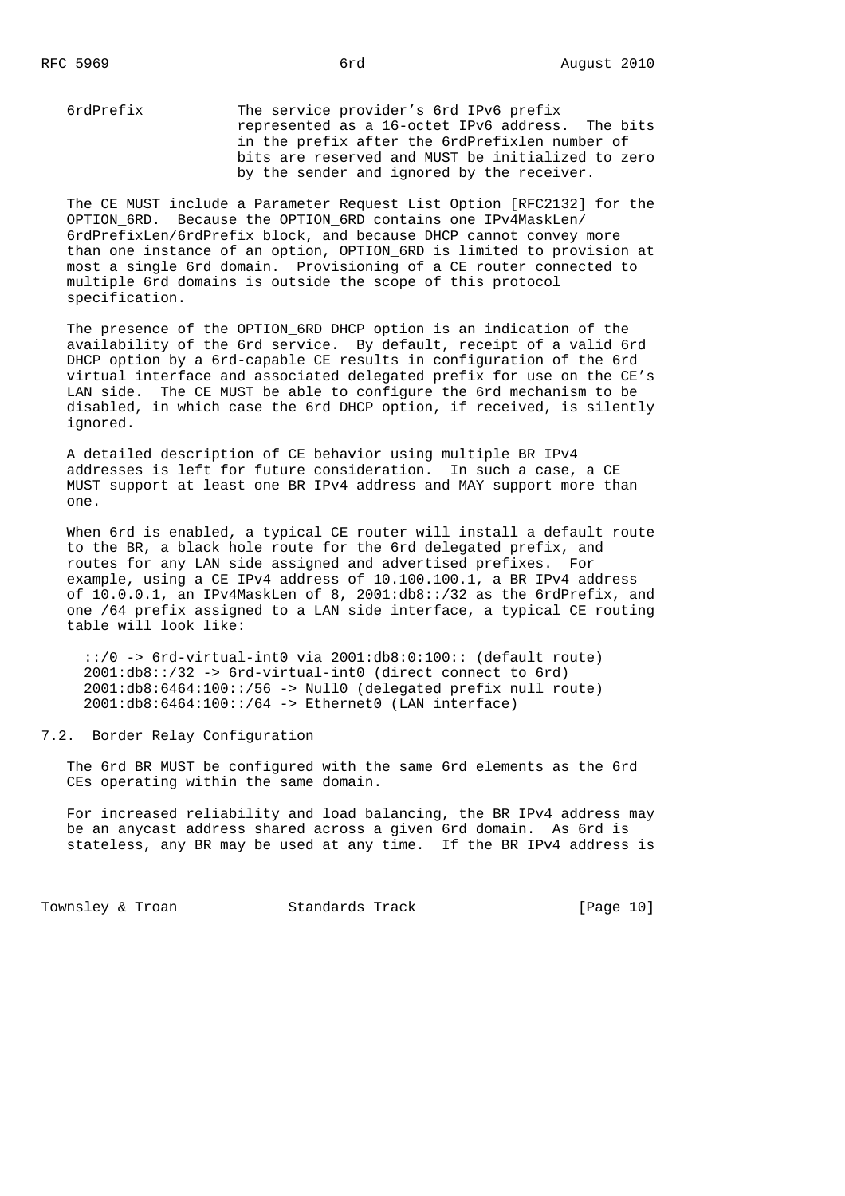6rdPrefix — The service provider's 6rd IPv6 prefix represented as a 16-octet IPv6 address. The bits in the prefix after the 6rdPrefixlen number of bits are reserved and MUST be initialized to zero by the sender and ignored by the receiver.

The CE MUST include a Parameter Request List Option [RFC2132] for the OPTION_6RD. Because the OPTION_6RD contains one IPv4MaskLen/6rdPrefixLen/6rdPrefix block, and because DHCP cannot convey more than one instance of an option, OPTION_6RD is limited to provision at most a single 6rd domain. Provisioning of a CE router connected to multiple 6rd domains is outside the scope of this protocol specification.

The presence of the OPTION_6RD DHCP option is an indication of the availability of the 6rd service. By default, receipt of a valid 6rd DHCP option by a 6rd-capable CE results in configuration of the 6rd virtual interface and associated delegated prefix for use on the CE's LAN side. The CE MUST be able to configure the 6rd mechanism to be disabled, in which case the 6rd DHCP option, if received, is silently ignored.

A detailed description of CE behavior using multiple BR IPv4 addresses is left for future consideration. In such a case, a CE MUST support at least one BR IPv4 address and MAY support more than one.

When 6rd is enabled, a typical CE router will install a default route to the BR, a black hole route for the 6rd delegated prefix, and routes for any LAN side assigned and advertised prefixes. For example, using a CE IPv4 address of 10.100.100.1, a BR IPv4 address of 10.0.0.1, an IPv4MaskLen of 8, 2001:db8::/32 as the 6rdPrefix, and one /64 prefix assigned to a LAN side interface, a typical CE routing table will look like:

```
::/0 -> 6rd-virtual-int0 via 2001:db8:0:100:: (default route)
2001:db8::/32 -> 6rd-virtual-int0 (direct connect to 6rd)
2001:db8:6464:100::/56 -> Null0 (delegated prefix null route)
2001:db8:6464:100::/64 -> Ethernet0 (LAN interface)
```

### 7.2. Border Relay Configuration

The 6rd BR MUST be configured with the same 6rd elements as the 6rd CEs operating within the same domain.

For increased reliability and load balancing, the BR IPv4 address may be an anycast address shared across a given 6rd domain. As 6rd is stateless, any BR may be used at any time. If the BR IPv4 address is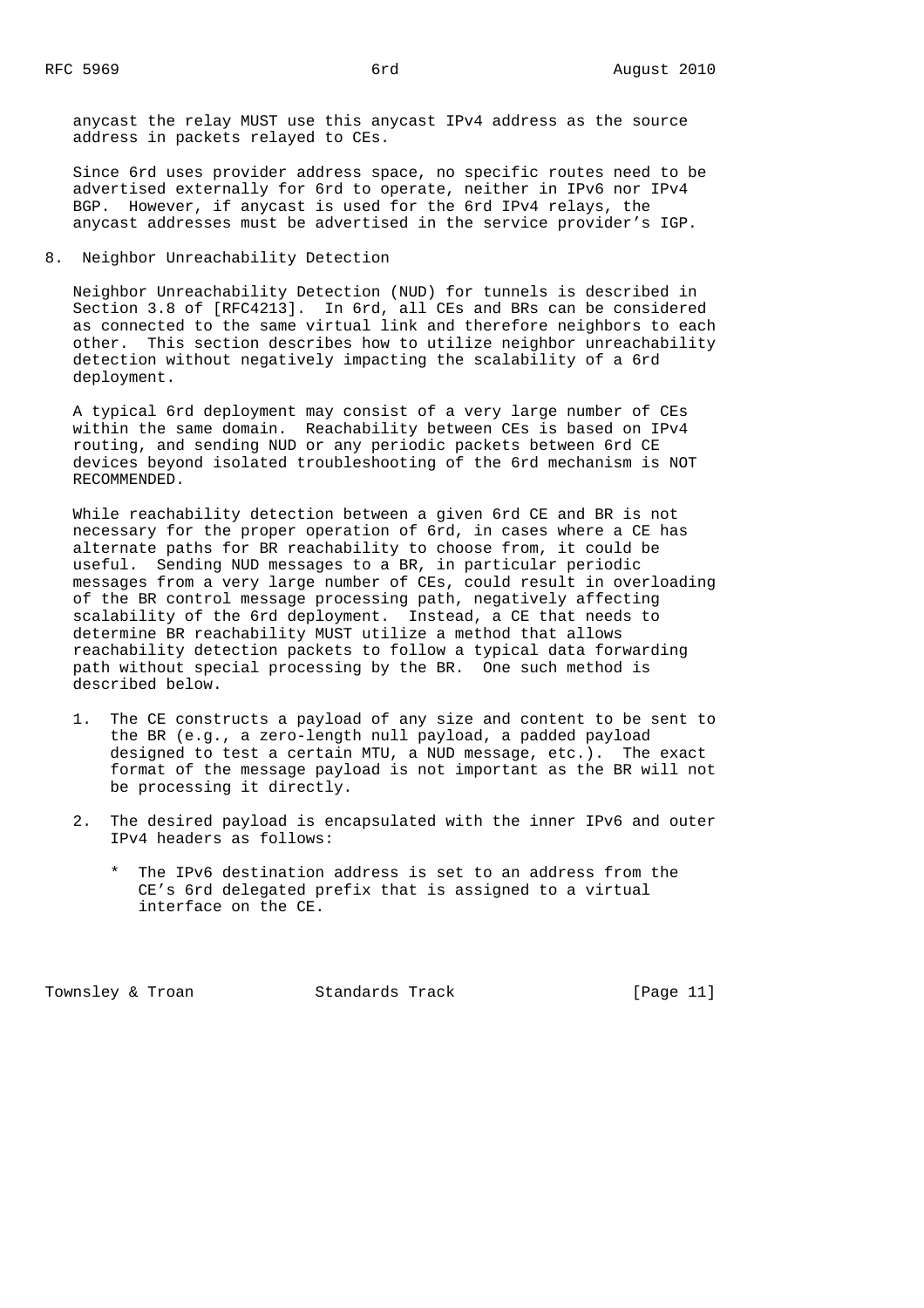anycast the relay MUST use this anycast IPv4 address as the source address in packets relayed to CEs.

Since 6rd uses provider address space, no specific routes need to be advertised externally for 6rd to operate, neither in IPv6 nor IPv4 BGP. However, if anycast is used for the 6rd IPv4 relays, the anycast addresses must be advertised in the service provider's IGP.

## 8. Neighbor Unreachability Detection

Neighbor Unreachability Detection (NUD) for tunnels is described in Section 3.8 of [RFC4213]. In 6rd, all CEs and BRs can be considered as connected to the same virtual link and therefore neighbors to each other. This section describes how to utilize neighbor unreachability detection without negatively impacting the scalability of a 6rd deployment.

A typical 6rd deployment may consist of a very large number of CEs within the same domain. Reachability between CEs is based on IPv4 routing, and sending NUD or any periodic packets between 6rd CE devices beyond isolated troubleshooting of the 6rd mechanism is NOT RECOMMENDED.

While reachability detection between a given 6rd CE and BR is not necessary for the proper operation of 6rd, in cases where a CE has alternate paths for BR reachability to choose from, it could be useful. Sending NUD messages to a BR, in particular periodic messages from a very large number of CEs, could result in overloading of the BR control message processing path, negatively affecting scalability of the 6rd deployment. Instead, a CE that needs to determine BR reachability MUST utilize a method that allows reachability detection packets to follow a typical data forwarding path without special processing by the BR. One such method is described below.

1. The CE constructs a payload of any size and content to be sent to the BR (e.g., a zero-length null payload, a padded payload designed to test a certain MTU, a NUD message, etc.). The exact format of the message payload is not important as the BR will not be processing it directly.

2. The desired payload is encapsulated with the inner IPv6 and outer IPv4 headers as follows:

   * The IPv6 destination address is set to an address from the CE's 6rd delegated prefix that is assigned to a virtual interface on the CE.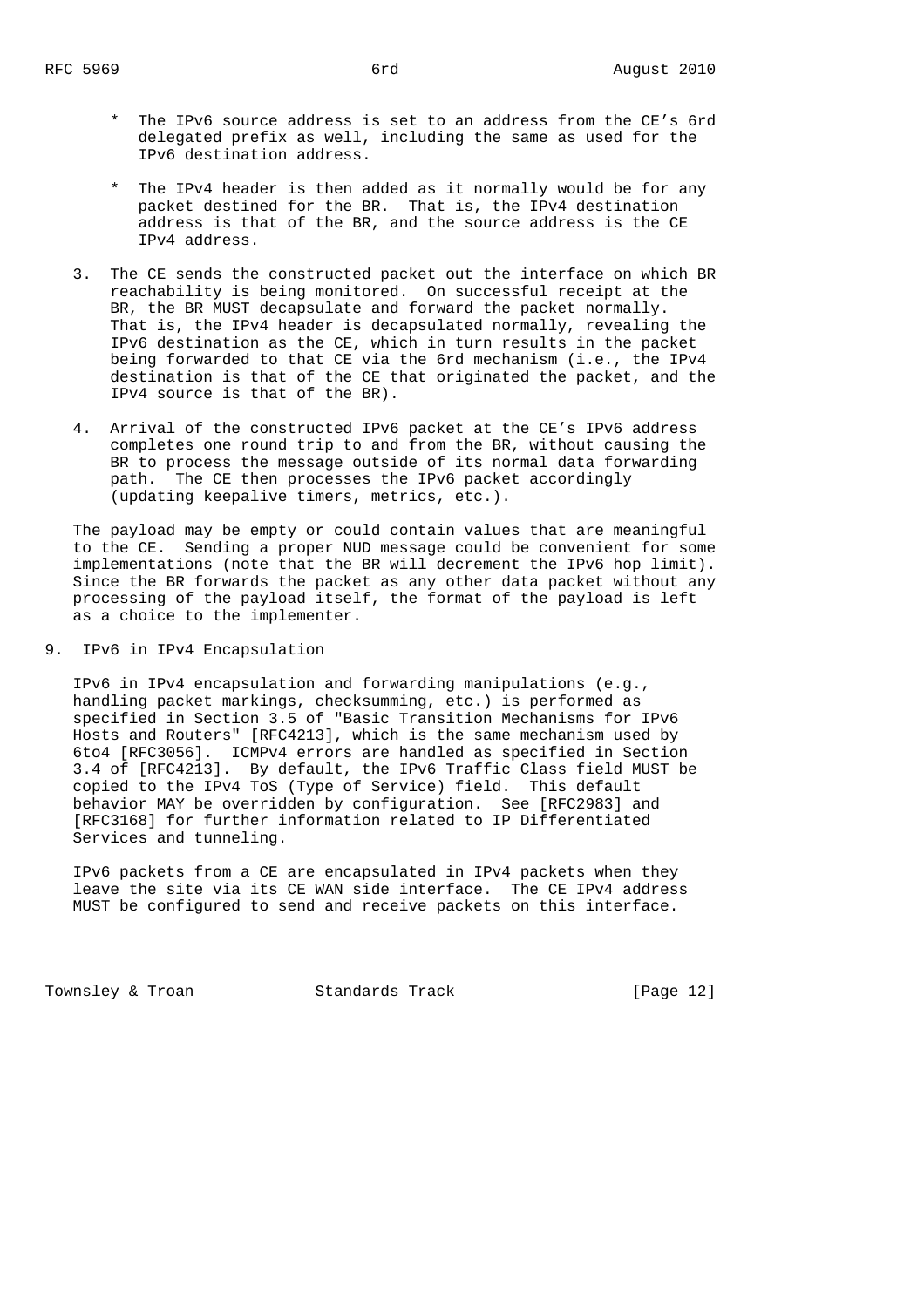* The IPv6 source address is set to an address from the CE's 6rd delegated prefix as well, including the same as used for the IPv6 destination address.

   * The IPv4 header is then added as it normally would be for any packet destined for the BR. That is, the IPv4 destination address is that of the BR, and the source address is the CE IPv4 address.

3. The CE sends the constructed packet out the interface on which BR reachability is being monitored. On successful receipt at the BR, the BR MUST decapsulate and forward the packet normally. That is, the IPv4 header is decapsulated normally, revealing the IPv6 destination as the CE, which in turn results in the packet being forwarded to that CE via the 6rd mechanism (i.e., the IPv4 destination is that of the CE that originated the packet, and the IPv4 source is that of the BR).

4. Arrival of the constructed IPv6 packet at the CE's IPv6 address completes one round trip to and from the BR, without causing the BR to process the message outside of its normal data forwarding path. The CE then processes the IPv6 packet accordingly (updating keepalive timers, metrics, etc.).

The payload may be empty or could contain values that are meaningful to the CE. Sending a proper NUD message could be convenient for some implementations (note that the BR will decrement the IPv6 hop limit). Since the BR forwards the packet as any other data packet without any processing of the payload itself, the format of the payload is left as a choice to the implementer.

## 9. IPv6 in IPv4 Encapsulation

IPv6 in IPv4 encapsulation and forwarding manipulations (e.g., handling packet markings, checksumming, etc.) is performed as specified in Section 3.5 of "Basic Transition Mechanisms for IPv6 Hosts and Routers" [RFC4213], which is the same mechanism used by 6to4 [RFC3056]. ICMPv4 errors are handled as specified in Section 3.4 of [RFC4213]. By default, the IPv6 Traffic Class field MUST be copied to the IPv4 ToS (Type of Service) field. This default behavior MAY be overridden by configuration. See [RFC2983] and [RFC3168] for further information related to IP Differentiated Services and tunneling.

IPv6 packets from a CE are encapsulated in IPv4 packets when they leave the site via its CE WAN side interface. The CE IPv4 address MUST be configured to send and receive packets on this interface.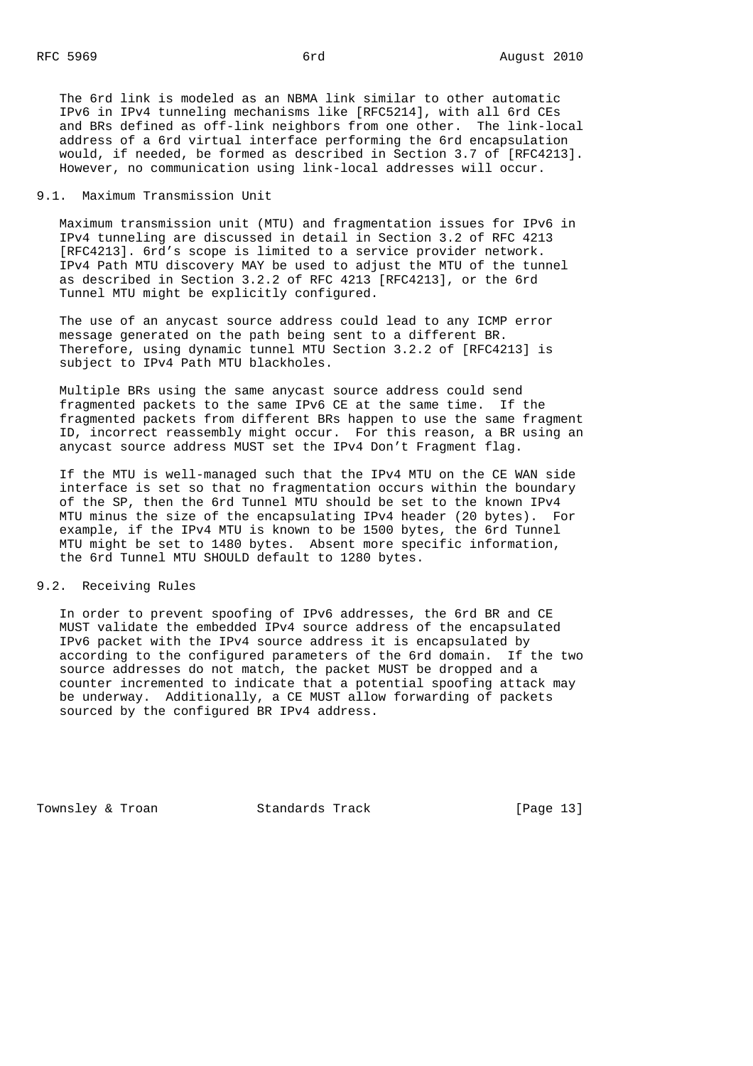The 6rd link is modeled as an NBMA link similar to other automatic IPv6 in IPv4 tunneling mechanisms like [RFC5214], with all 6rd CEs and BRs defined as off-link neighbors from one other. The link-local address of a 6rd virtual interface performing the 6rd encapsulation would, if needed, be formed as described in Section 3.7 of [RFC4213]. However, no communication using link-local addresses will occur.

## 9.1. Maximum Transmission Unit

Maximum transmission unit (MTU) and fragmentation issues for IPv6 in IPv4 tunneling are discussed in detail in Section 3.2 of RFC 4213 [RFC4213]. 6rd's scope is limited to a service provider network. IPv4 Path MTU discovery MAY be used to adjust the MTU of the tunnel as described in Section 3.2.2 of RFC 4213 [RFC4213], or the 6rd Tunnel MTU might be explicitly configured.

The use of an anycast source address could lead to any ICMP error message generated on the path being sent to a different BR. Therefore, using dynamic tunnel MTU Section 3.2.2 of [RFC4213] is subject to IPv4 Path MTU blackholes.

Multiple BRs using the same anycast source address could send fragmented packets to the same IPv6 CE at the same time. If the fragmented packets from different BRs happen to use the same fragment ID, incorrect reassembly might occur. For this reason, a BR using an anycast source address MUST set the IPv4 Don't Fragment flag.

If the MTU is well-managed such that the IPv4 MTU on the CE WAN side interface is set so that no fragmentation occurs within the boundary of the SP, then the 6rd Tunnel MTU should be set to the known IPv4 MTU minus the size of the encapsulating IPv4 header (20 bytes). For example, if the IPv4 MTU is known to be 1500 bytes, the 6rd Tunnel MTU might be set to 1480 bytes. Absent more specific information, the 6rd Tunnel MTU SHOULD default to 1280 bytes.

## 9.2. Receiving Rules

In order to prevent spoofing of IPv6 addresses, the 6rd BR and CE MUST validate the embedded IPv4 source address of the encapsulated IPv6 packet with the IPv4 source address it is encapsulated by according to the configured parameters of the 6rd domain. If the two source addresses do not match, the packet MUST be dropped and a counter incremented to indicate that a potential spoofing attack may be underway. Additionally, a CE MUST allow forwarding of packets sourced by the configured BR IPv4 address.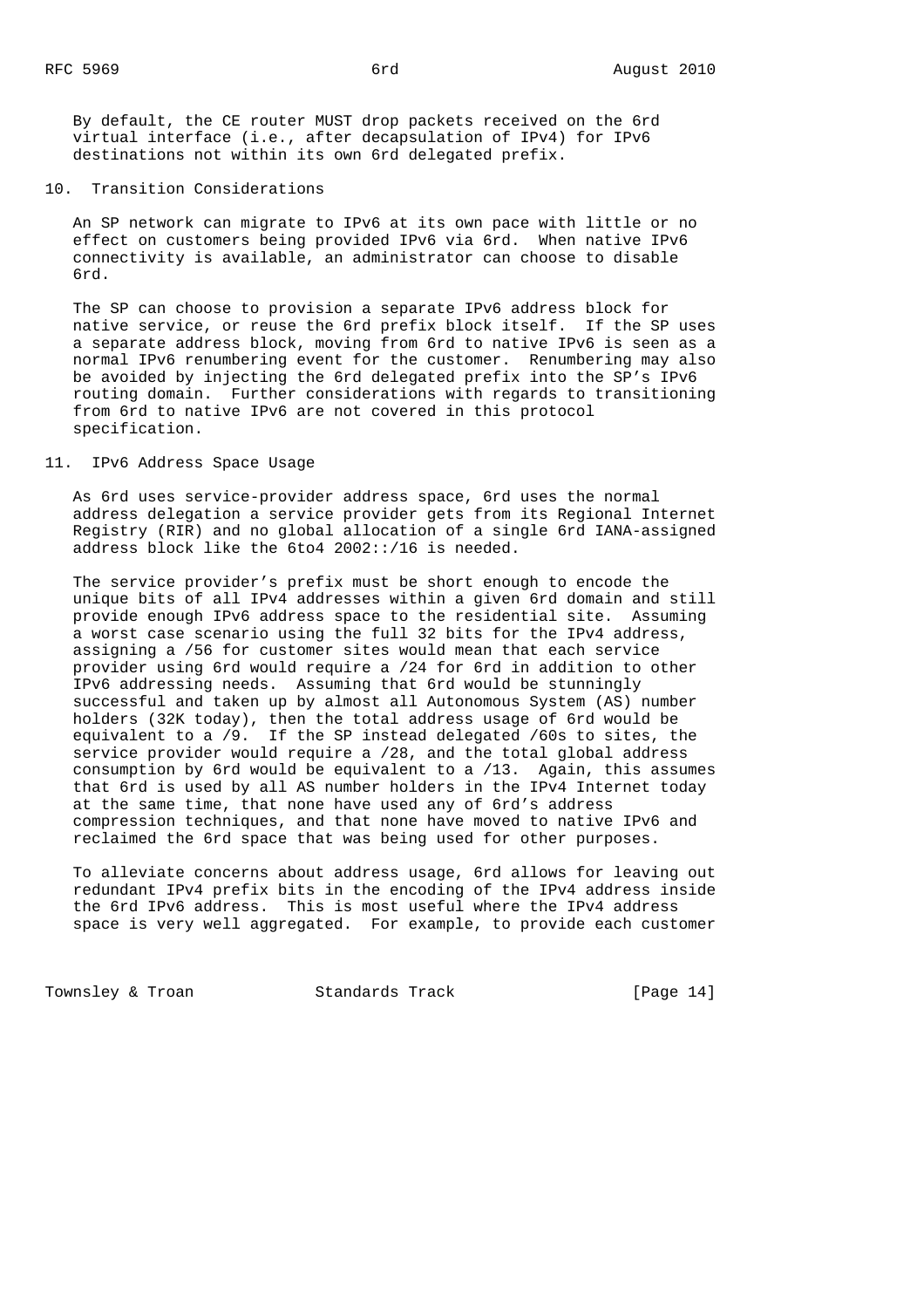By default, the CE router MUST drop packets received on the 6rd virtual interface (i.e., after decapsulation of IPv4) for IPv6 destinations not within its own 6rd delegated prefix.

## 10. Transition Considerations

An SP network can migrate to IPv6 at its own pace with little or no effect on customers being provided IPv6 via 6rd. When native IPv6 connectivity is available, an administrator can choose to disable 6rd.

The SP can choose to provision a separate IPv6 address block for native service, or reuse the 6rd prefix block itself. If the SP uses a separate address block, moving from 6rd to native IPv6 is seen as a normal IPv6 renumbering event for the customer. Renumbering may also be avoided by injecting the 6rd delegated prefix into the SP's IPv6 routing domain. Further considerations with regards to transitioning from 6rd to native IPv6 are not covered in this protocol specification.

## 11. IPv6 Address Space Usage

As 6rd uses service-provider address space, 6rd uses the normal address delegation a service provider gets from its Regional Internet Registry (RIR) and no global allocation of a single 6rd IANA-assigned address block like the 6to4 2002::/16 is needed.

The service provider's prefix must be short enough to encode the unique bits of all IPv4 addresses within a given 6rd domain and still provide enough IPv6 address space to the residential site. Assuming a worst case scenario using the full 32 bits for the IPv4 address, assigning a /56 for customer sites would mean that each service provider using 6rd would require a /24 for 6rd in addition to other IPv6 addressing needs. Assuming that 6rd would be stunningly successful and taken up by almost all Autonomous System (AS) number holders (32K today), then the total address usage of 6rd would be equivalent to a /9. If the SP instead delegated /60s to sites, the service provider would require a /28, and the total global address consumption by 6rd would be equivalent to a /13. Again, this assumes that 6rd is used by all AS number holders in the IPv4 Internet today at the same time, that none have used any of 6rd's address compression techniques, and that none have moved to native IPv6 and reclaimed the 6rd space that was being used for other purposes.

To alleviate concerns about address usage, 6rd allows for leaving out redundant IPv4 prefix bits in the encoding of the IPv4 address inside the 6rd IPv6 address. This is most useful where the IPv4 address space is very well aggregated. For example, to provide each customer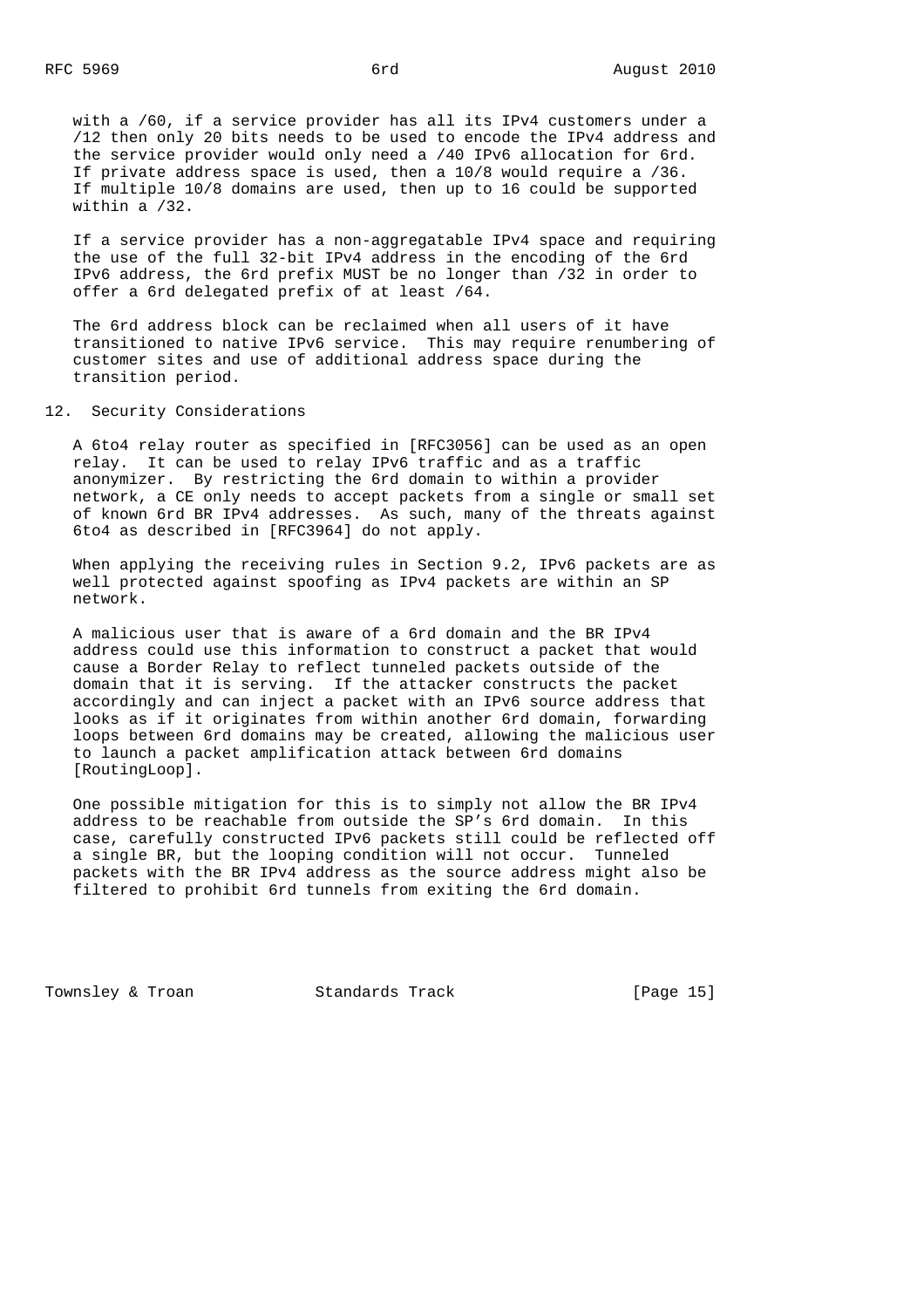with a /60, if a service provider has all its IPv4 customers under a /12 then only 20 bits needs to be used to encode the IPv4 address and the service provider would only need a /40 IPv6 allocation for 6rd. If private address space is used, then a 10/8 would require a /36. If multiple 10/8 domains are used, then up to 16 could be supported within a /32.

If a service provider has a non-aggregatable IPv4 space and requiring the use of the full 32-bit IPv4 address in the encoding of the 6rd IPv6 address, the 6rd prefix MUST be no longer than /32 in order to offer a 6rd delegated prefix of at least /64.

The 6rd address block can be reclaimed when all users of it have transitioned to native IPv6 service. This may require renumbering of customer sites and use of additional address space during the transition period.

## 12. Security Considerations

A 6to4 relay router as specified in [RFC3056] can be used as an open relay. It can be used to relay IPv6 traffic and as a traffic anonymizer. By restricting the 6rd domain to within a provider network, a CE only needs to accept packets from a single or small set of known 6rd BR IPv4 addresses. As such, many of the threats against 6to4 as described in [RFC3964] do not apply.

When applying the receiving rules in Section 9.2, IPv6 packets are as well protected against spoofing as IPv4 packets are within an SP network.

A malicious user that is aware of a 6rd domain and the BR IPv4 address could use this information to construct a packet that would cause a Border Relay to reflect tunneled packets outside of the domain that it is serving. If the attacker constructs the packet accordingly and can inject a packet with an IPv6 source address that looks as if it originates from within another 6rd domain, forwarding loops between 6rd domains may be created, allowing the malicious user to launch a packet amplification attack between 6rd domains [RoutingLoop].

One possible mitigation for this is to simply not allow the BR IPv4 address to be reachable from outside the SP's 6rd domain. In this case, carefully constructed IPv6 packets still could be reflected off a single BR, but the looping condition will not occur. Tunneled packets with the BR IPv4 address as the source address might also be filtered to prohibit 6rd tunnels from exiting the 6rd domain.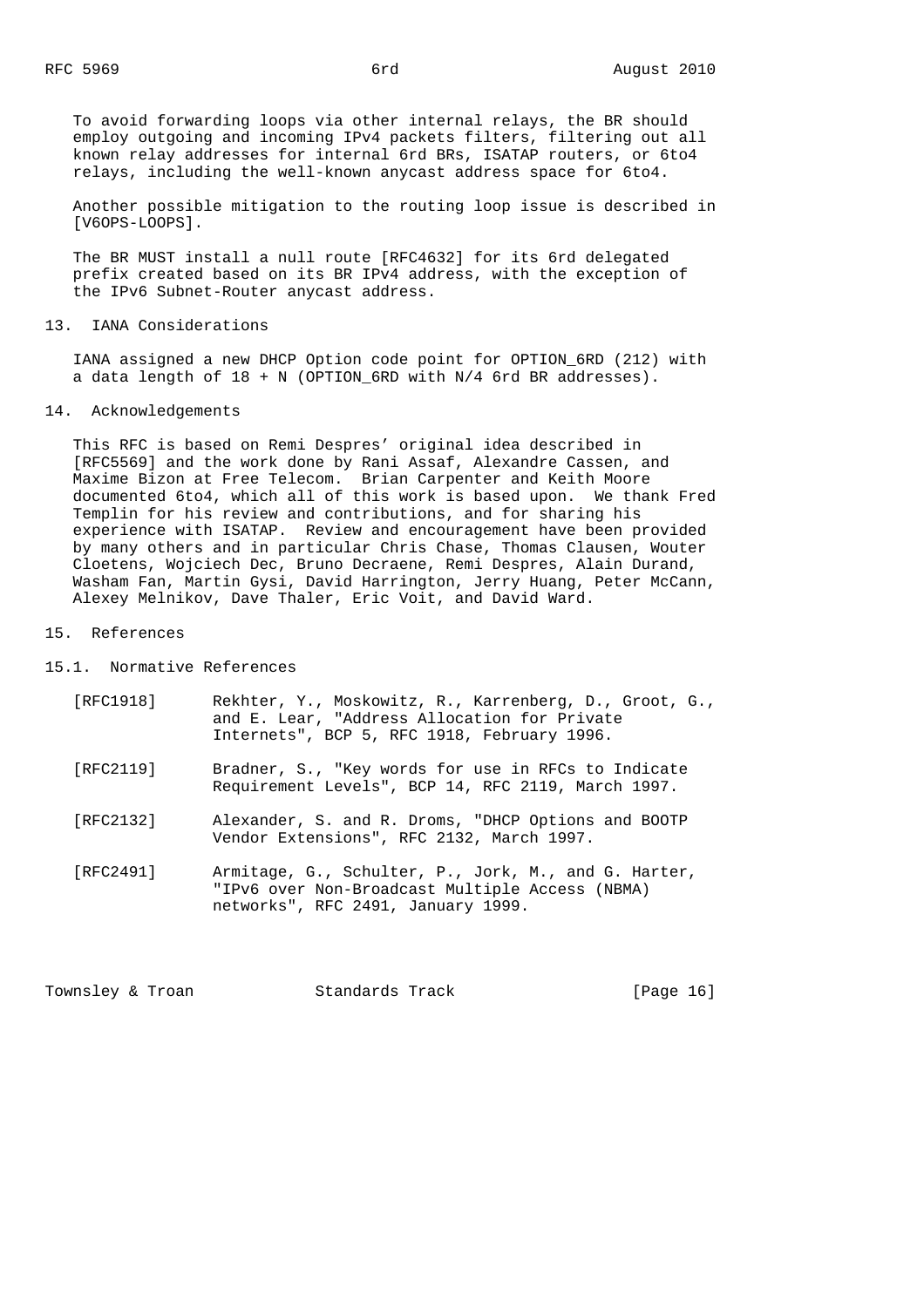To avoid forwarding loops via other internal relays, the BR should employ outgoing and incoming IPv4 packets filters, filtering out all known relay addresses for internal 6rd BRs, ISATAP routers, or 6to4 relays, including the well-known anycast address space for 6to4.

Another possible mitigation to the routing loop issue is described in [V6OPS-LOOPS].

The BR MUST install a null route [RFC4632] for its 6rd delegated prefix created based on its BR IPv4 address, with the exception of the IPv6 Subnet-Router anycast address.

## 13. IANA Considerations

IANA assigned a new DHCP Option code point for OPTION_6RD (212) with a data length of 18 + N (OPTION_6RD with N/4 6rd BR addresses).

## 14. Acknowledgements

This RFC is based on Remi Despres' original idea described in [RFC5569] and the work done by Rani Assaf, Alexandre Cassen, and Maxime Bizon at Free Telecom. Brian Carpenter and Keith Moore documented 6to4, which all of this work is based upon. We thank Fred Templin for his review and contributions, and for sharing his experience with ISATAP. Review and encouragement have been provided by many others and in particular Chris Chase, Thomas Clausen, Wouter Cloetens, Wojciech Dec, Bruno Decraene, Remi Despres, Alain Durand, Washam Fan, Martin Gysi, David Harrington, Jerry Huang, Peter McCann, Alexey Melnikov, Dave Thaler, Eric Voit, and David Ward.

## 15. References

### 15.1. Normative References

[RFC1918] Rekhter, Y., Moskowitz, R., Karrenberg, D., Groot, G., and E. Lear, "Address Allocation for Private Internets", BCP 5, RFC 1918, February 1996.

[RFC2119] Bradner, S., "Key words for use in RFCs to Indicate Requirement Levels", BCP 14, RFC 2119, March 1997.

[RFC2132] Alexander, S. and R. Droms, "DHCP Options and BOOTP Vendor Extensions", RFC 2132, March 1997.

[RFC2491] Armitage, G., Schulter, P., Jork, M., and G. Harter, "IPv6 over Non-Broadcast Multiple Access (NBMA) networks", RFC 2491, January 1999.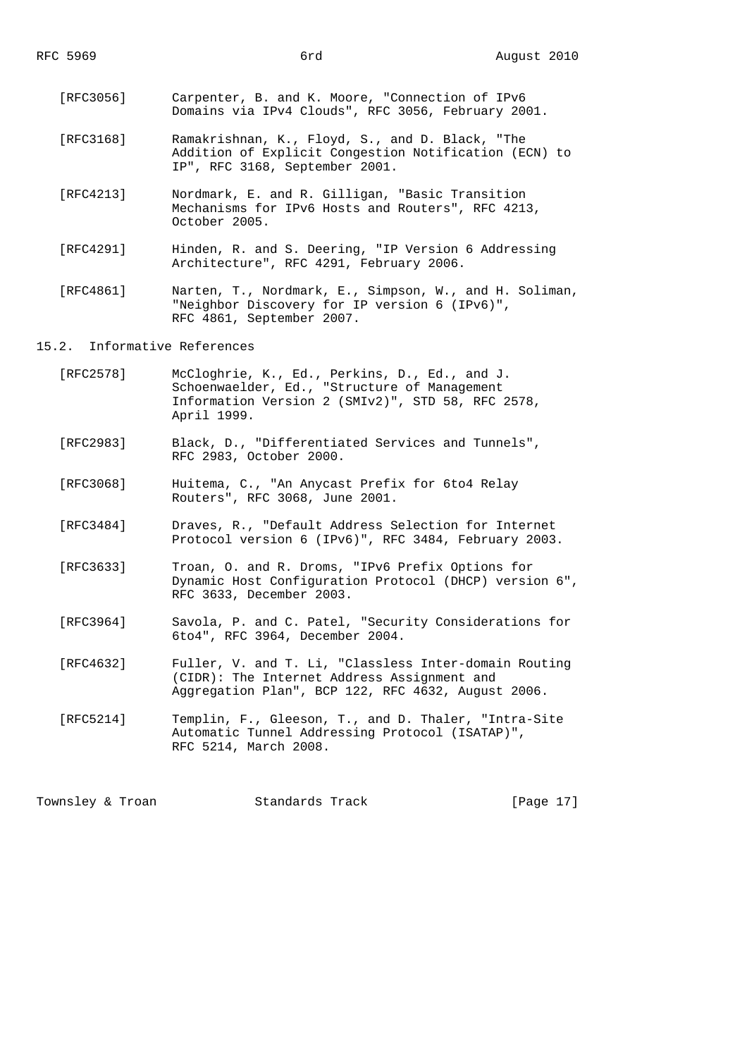[RFC3056] Carpenter, B. and K. Moore, "Connection of IPv6 Domains via IPv4 Clouds", RFC 3056, February 2001.

[RFC3168] Ramakrishnan, K., Floyd, S., and D. Black, "The Addition of Explicit Congestion Notification (ECN) to IP", RFC 3168, September 2001.

[RFC4213] Nordmark, E. and R. Gilligan, "Basic Transition Mechanisms for IPv6 Hosts and Routers", RFC 4213, October 2005.

[RFC4291] Hinden, R. and S. Deering, "IP Version 6 Addressing Architecture", RFC 4291, February 2006.

[RFC4861] Narten, T., Nordmark, E., Simpson, W., and H. Soliman, "Neighbor Discovery for IP version 6 (IPv6)", RFC 4861, September 2007.

### 15.2. Informative References

[RFC2578] McCloghrie, K., Ed., Perkins, D., Ed., and J. Schoenwaelder, Ed., "Structure of Management Information Version 2 (SMIv2)", STD 58, RFC 2578, April 1999.

[RFC2983] Black, D., "Differentiated Services and Tunnels", RFC 2983, October 2000.

[RFC3068] Huitema, C., "An Anycast Prefix for 6to4 Relay Routers", RFC 3068, June 2001.

[RFC3484] Draves, R., "Default Address Selection for Internet Protocol version 6 (IPv6)", RFC 3484, February 2003.

[RFC3633] Troan, O. and R. Droms, "IPv6 Prefix Options for Dynamic Host Configuration Protocol (DHCP) version 6", RFC 3633, December 2003.

[RFC3964] Savola, P. and C. Patel, "Security Considerations for 6to4", RFC 3964, December 2004.

[RFC4632] Fuller, V. and T. Li, "Classless Inter-domain Routing (CIDR): The Internet Address Assignment and Aggregation Plan", BCP 122, RFC 4632, August 2006.

[RFC5214] Templin, F., Gleeson, T., and D. Thaler, "Intra-Site Automatic Tunnel Addressing Protocol (ISATAP)", RFC 5214, March 2008.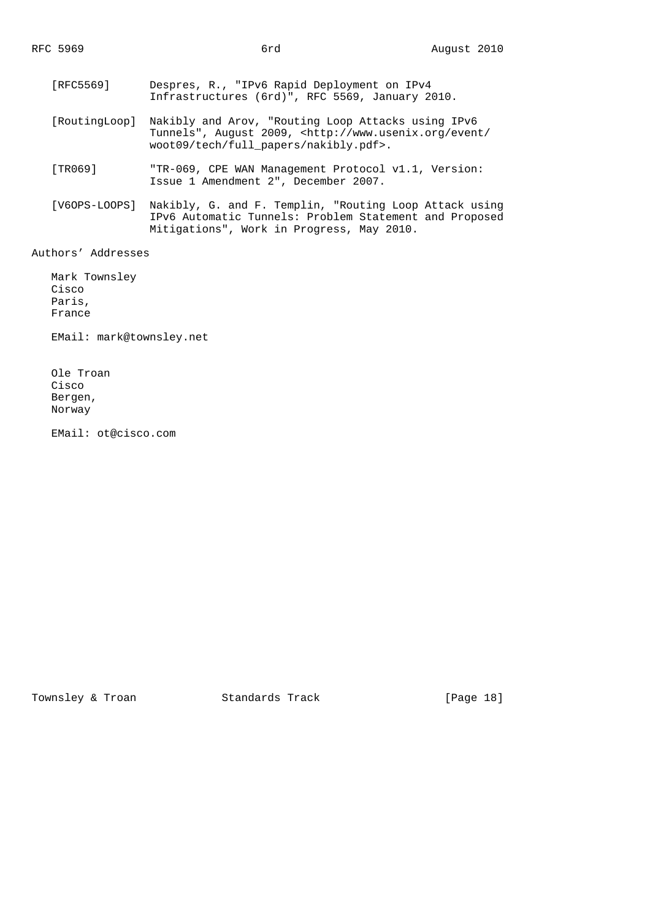[RFC5569] Despres, R., "IPv6 Rapid Deployment on IPv4 Infrastructures (6rd)", RFC 5569, January 2010.

[RoutingLoop] Nakibly and Arov, "Routing Loop Attacks using IPv6 Tunnels", August 2009, <http://www.usenix.org/event/woot09/tech/full_papers/nakibly.pdf>.

[TR069] "TR-069, CPE WAN Management Protocol v1.1, Version: Issue 1 Amendment 2", December 2007.

[V6OPS-LOOPS] Nakibly, G. and F. Templin, "Routing Loop Attack using IPv6 Automatic Tunnels: Problem Statement and Proposed Mitigations", Work in Progress, May 2010.

## Authors' Addresses

Mark Townsley
Cisco
Paris,
France

EMail: mark@townsley.net

Ole Troan
Cisco
Bergen,
Norway

EMail: ot@cisco.com